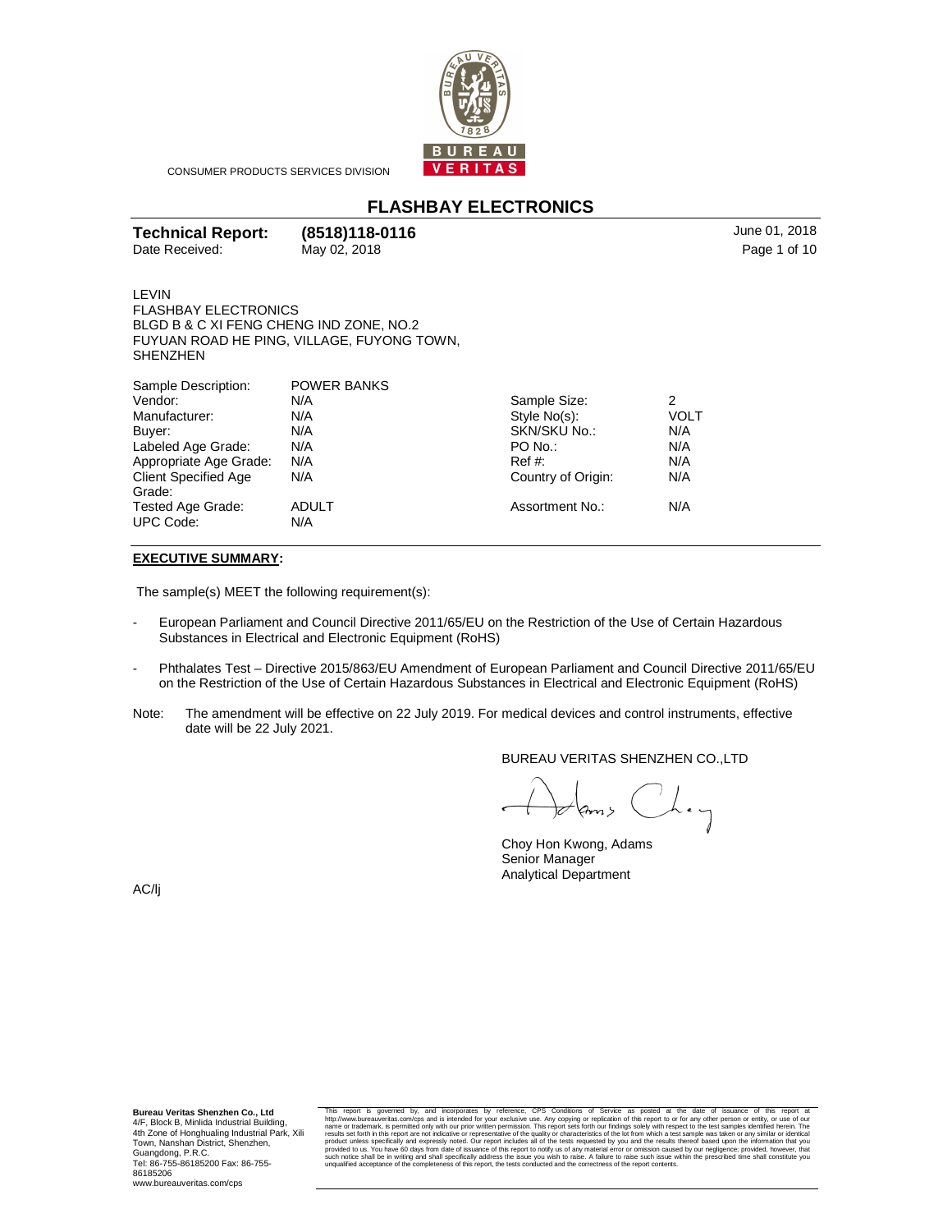CONSUMER PRODUCTS SERVICES DIVISION

# FLASHBAY ELECTRONICS

**Technical Report:** **(8518)118-0116** June 01, 2018

Date Received: May 02, 2018

LEVIN
FLASHBAY ELECTRONICS
BLGD B & C XI FENG CHENG IND ZONE, NO.2
FUYUAN ROAD HE PING, VILLAGE, FUYONG TOWN,
SHENZHEN

| | | | |
|---|---|---|---|
| Sample Description: | POWER BANKS | | |
| Vendor: | N/A | Sample Size: | 2 |
| Manufacturer: | N/A | Style No(s): | VOLT |
| Buyer: | N/A | SKN/SKU No.: | N/A |
| Labeled Age Grade: | N/A | PO No.: | N/A |
| Appropriate Age Grade: | N/A | Ref #: | N/A |
| Client Specified Age Grade: | N/A | Country of Origin: | N/A |
| Tested Age Grade: | ADULT | Assortment No.: | N/A |
| UPC Code: | N/A | | |

**EXECUTIVE SUMMARY:**

The sample(s) MEET the following requirement(s):

- European Parliament and Council Directive 2011/65/EU on the Restriction of the Use of Certain Hazardous Substances in Electrical and Electronic Equipment (RoHS)
- Phthalates Test – Directive 2015/863/EU Amendment of European Parliament and Council Directive 2011/65/EU on the Restriction of the Use of Certain Hazardous Substances in Electrical and Electronic Equipment (RoHS)

Note: The amendment will be effective on 22 July 2019. For medical devices and control instruments, effective date will be 22 July 2021.

BUREAU VERITAS SHENZHEN CO.,LTD

Choy Hon Kwong, Adams
Senior Manager
Analytical Department

AC/lj

**Bureau Veritas Shenzhen Co., Ltd**
4/F, Block B, Minlida Industrial Building,
4th Zone of Honghualing Industrial Park, Xili Town, Nanshan District, Shenzhen,
Guangdong, P.R.C.
Tel: 86-755-86185200 Fax: 86-755-86185206
www.bureauveritas.com/cps

This report is governed by, and incorporates by reference, CPS Conditions of Service as posted at the date of issuance of this report at http://www.bureauveritas.com/cps and is intended for your exclusive use. Any copying or replication of this report to or for any other person or entity, or use of our name or trademark, is permitted only with our prior written permission. This report sets forth our findings solely with respect to the test samples identified herein. The results set forth in this report are not indicative or representative of the quality or characteristics of the lot from which a test sample was taken or any similar or identical product unless specifically and expressly noted. Our report includes all of the tests requested by you and the results thereof based upon the information that you provided to us. You have 60 days from date of issuance of this report to notify us of any material error or omission caused by our negligence; provided, however, that such notice shall be in writing and shall specifically address the issue you wish to raise. A failure to raise such issue within the prescribed time shall constitute you unqualified acceptance of the completeness of this report, the tests conducted and the correctness of the report contents.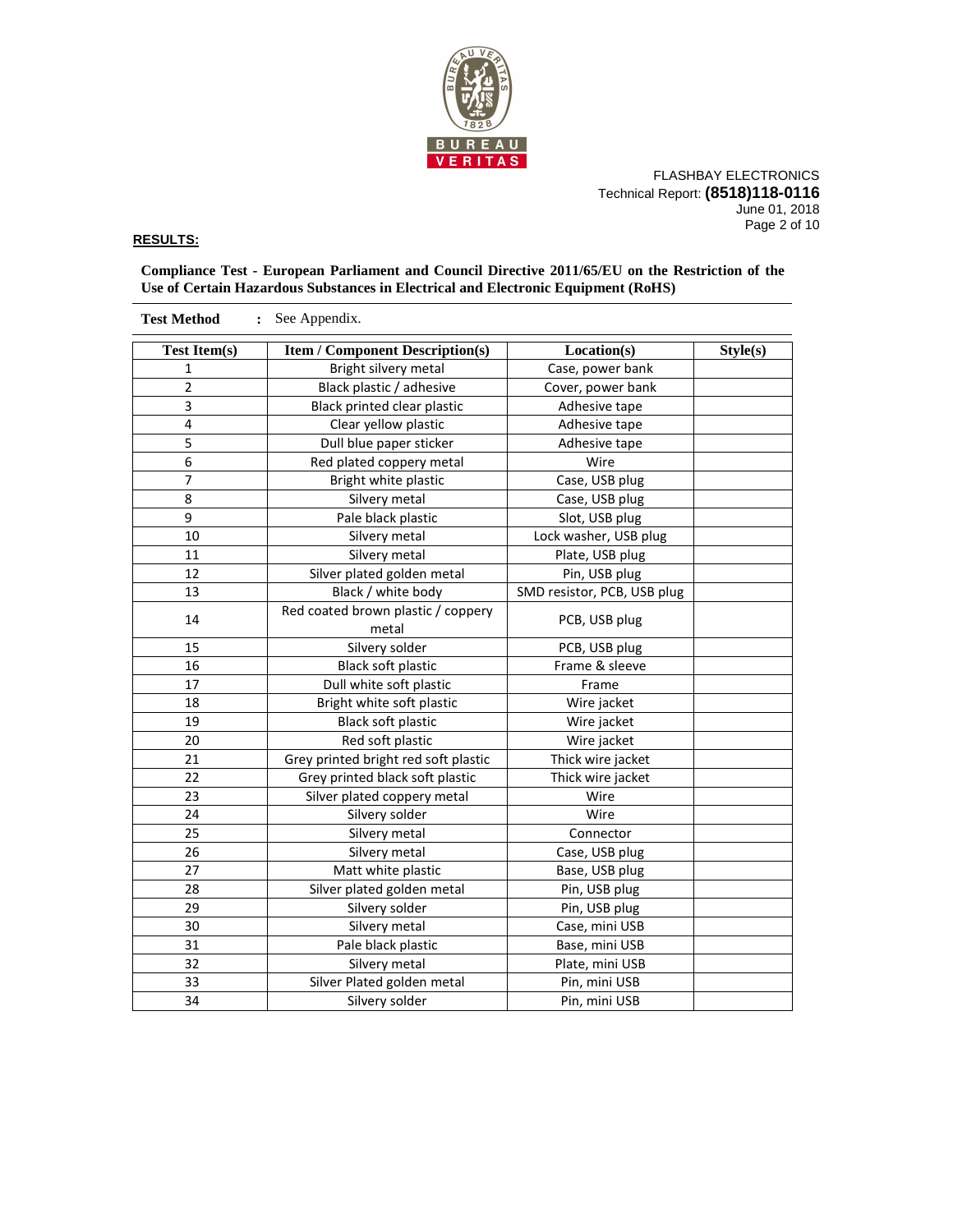FLASHBAY ELECTRONICS
Technical Report: **(8518)118-0116**
June 01, 2018

**RESULTS:**

**Compliance Test - European Parliament and Council Directive 2011/65/EU on the Restriction of the Use of Certain Hazardous Substances in Electrical and Electronic Equipment (RoHS)**

**Test Method** : See Appendix.

| Test Item(s) | Item / Component Description(s) | Location(s) | Style(s) |
|---|---|---|---|
| 1 | Bright silvery metal | Case, power bank | |
| 2 | Black plastic / adhesive | Cover, power bank | |
| 3 | Black printed clear plastic | Adhesive tape | |
| 4 | Clear yellow plastic | Adhesive tape | |
| 5 | Dull blue paper sticker | Adhesive tape | |
| 6 | Red plated coppery metal | Wire | |
| 7 | Bright white plastic | Case, USB plug | |
| 8 | Silvery metal | Case, USB plug | |
| 9 | Pale black plastic | Slot, USB plug | |
| 10 | Silvery metal | Lock washer, USB plug | |
| 11 | Silvery metal | Plate, USB plug | |
| 12 | Silver plated golden metal | Pin, USB plug | |
| 13 | Black / white body | SMD resistor, PCB, USB plug | |
| 14 | Red coated brown plastic / coppery metal | PCB, USB plug | |
| 15 | Silvery solder | PCB, USB plug | |
| 16 | Black soft plastic | Frame & sleeve | |
| 17 | Dull white soft plastic | Frame | |
| 18 | Bright white soft plastic | Wire jacket | |
| 19 | Black soft plastic | Wire jacket | |
| 20 | Red soft plastic | Wire jacket | |
| 21 | Grey printed bright red soft plastic | Thick wire jacket | |
| 22 | Grey printed black soft plastic | Thick wire jacket | |
| 23 | Silver plated coppery metal | Wire | |
| 24 | Silvery solder | Wire | |
| 25 | Silvery metal | Connector | |
| 26 | Silvery metal | Case, USB plug | |
| 27 | Matt white plastic | Base, USB plug | |
| 28 | Silver plated golden metal | Pin, USB plug | |
| 29 | Silvery solder | Pin, USB plug | |
| 30 | Silvery metal | Case, mini USB | |
| 31 | Pale black plastic | Base, mini USB | |
| 32 | Silvery metal | Plate, mini USB | |
| 33 | Silver Plated golden metal | Pin, mini USB | |
| 34 | Silvery solder | Pin, mini USB | |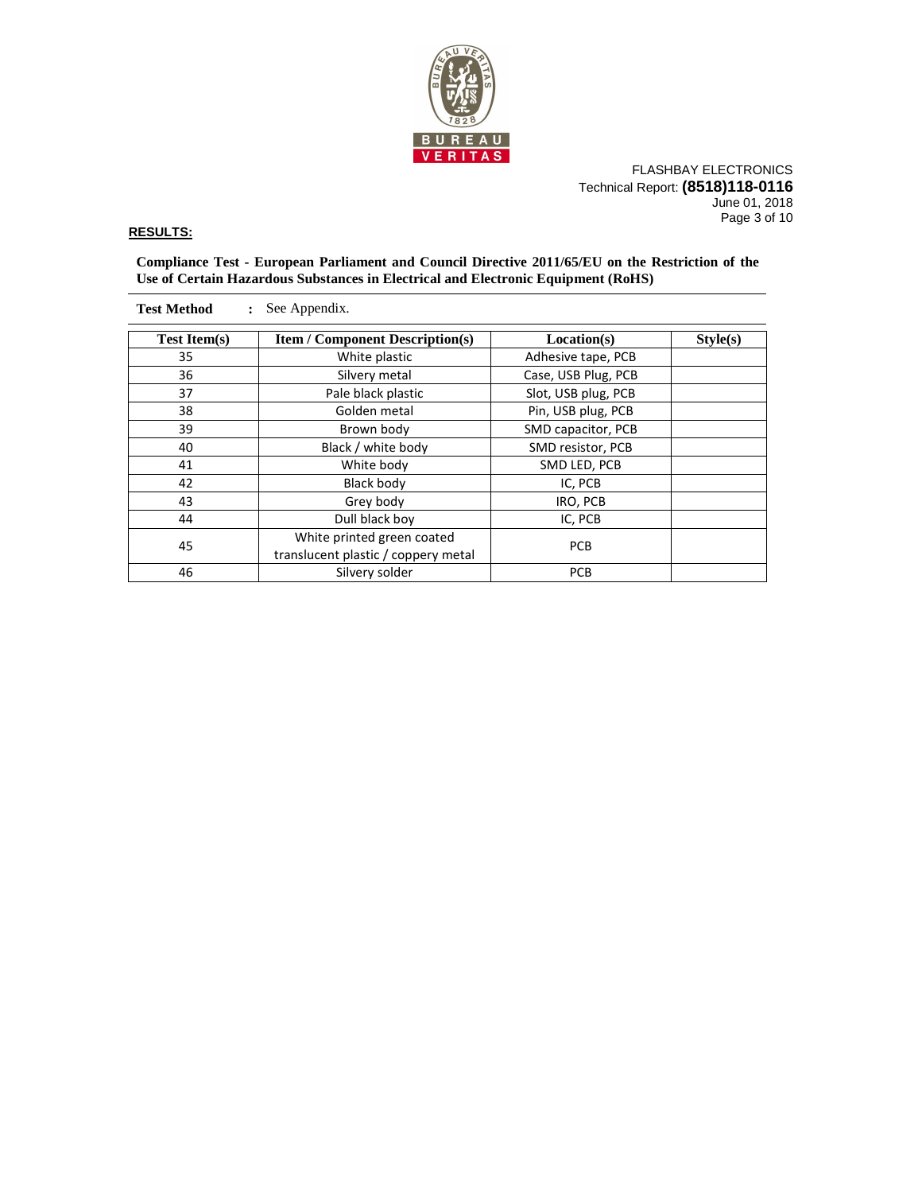**RESULTS:**

**Compliance Test - European Parliament and Council Directive 2011/65/EU on the Restriction of the Use of Certain Hazardous Substances in Electrical and Electronic Equipment (RoHS)**

**Test Method** : See Appendix.

| Test Item(s) | Item / Component Description(s) | Location(s) | Style(s) |
|---|---|---|---|
| 35 | White plastic | Adhesive tape, PCB | |
| 36 | Silvery metal | Case, USB Plug, PCB | |
| 37 | Pale black plastic | Slot, USB plug, PCB | |
| 38 | Golden metal | Pin, USB plug, PCB | |
| 39 | Brown body | SMD capacitor, PCB | |
| 40 | Black / white body | SMD resistor, PCB | |
| 41 | White body | SMD LED, PCB | |
| 42 | Black body | IC, PCB | |
| 43 | Grey body | IRO, PCB | |
| 44 | Dull black boy | IC, PCB | |
| 45 | White printed green coated translucent plastic / coppery metal | PCB | |
| 46 | Silvery solder | PCB | |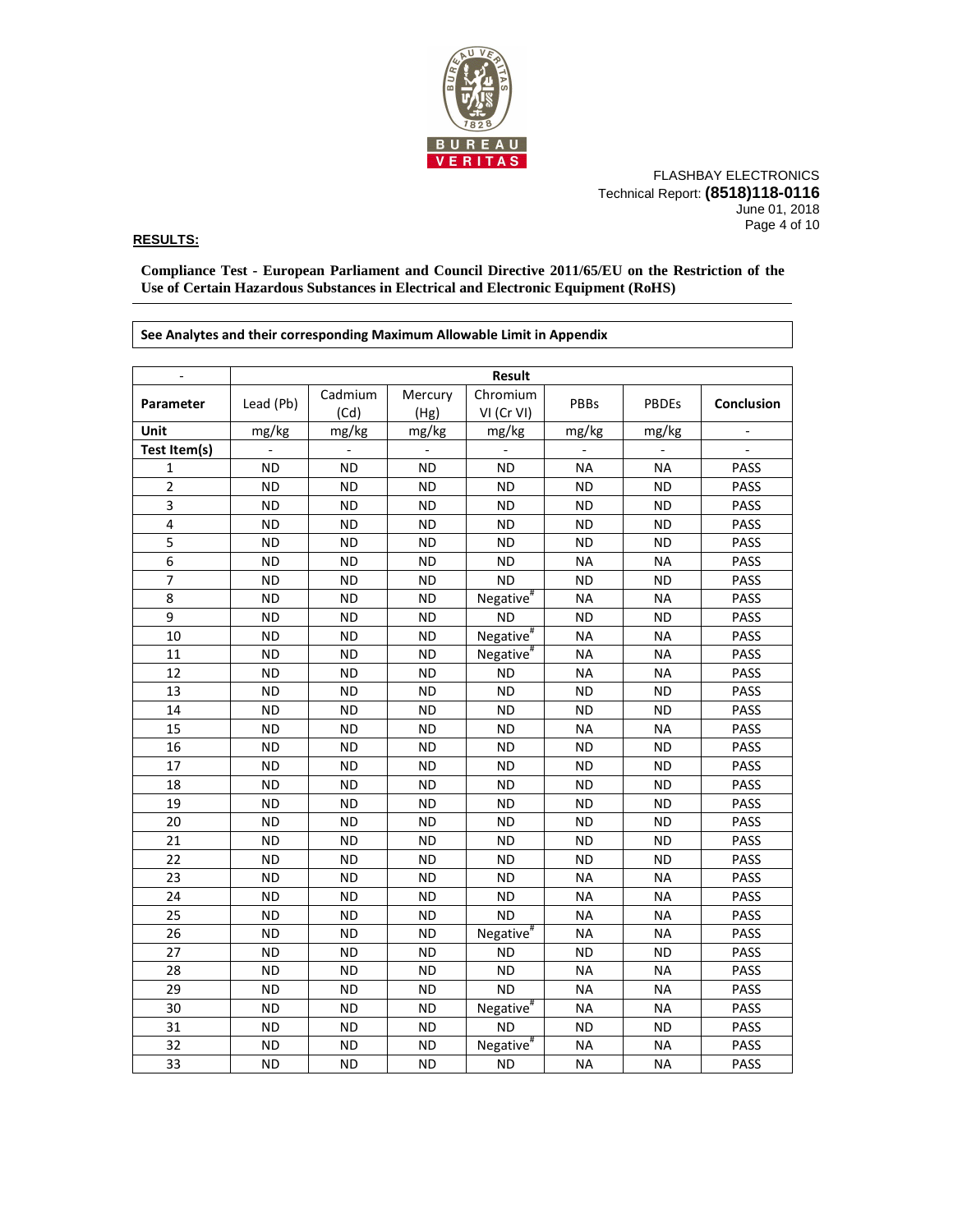FLASHBAY ELECTRONICS
Technical Report: **(8518)118-0116**
June 01, 2018

**RESULTS:**

**Compliance Test - European Parliament and Council Directive 2011/65/EU on the Restriction of the Use of Certain Hazardous Substances in Electrical and Electronic Equipment (RoHS)**

**See Analytes and their corresponding Maximum Allowable Limit in Appendix**

| - | Result | | | | | | |
|---|---|---|---|---|---|---|---|
| **Parameter** | Lead (Pb) | Cadmium (Cd) | Mercury (Hg) | Chromium VI (Cr VI) | PBBs | PBDEs | **Conclusion** |
| **Unit** | mg/kg | mg/kg | mg/kg | mg/kg | mg/kg | mg/kg | - |
| **Test Item(s)** | - | - | - | - | - | - | - |
| 1 | ND | ND | ND | ND | NA | NA | PASS |
| 2 | ND | ND | ND | ND | ND | ND | PASS |
| 3 | ND | ND | ND | ND | ND | ND | PASS |
| 4 | ND | ND | ND | ND | ND | ND | PASS |
| 5 | ND | ND | ND | ND | ND | ND | PASS |
| 6 | ND | ND | ND | ND | NA | NA | PASS |
| 7 | ND | ND | ND | ND | ND | ND | PASS |
| 8 | ND | ND | ND | Negative# | NA | NA | PASS |
| 9 | ND | ND | ND | ND | ND | ND | PASS |
| 10 | ND | ND | ND | Negative# | NA | NA | PASS |
| 11 | ND | ND | ND | Negative# | NA | NA | PASS |
| 12 | ND | ND | ND | ND | NA | NA | PASS |
| 13 | ND | ND | ND | ND | ND | ND | PASS |
| 14 | ND | ND | ND | ND | ND | ND | PASS |
| 15 | ND | ND | ND | ND | NA | NA | PASS |
| 16 | ND | ND | ND | ND | ND | ND | PASS |
| 17 | ND | ND | ND | ND | ND | ND | PASS |
| 18 | ND | ND | ND | ND | ND | ND | PASS |
| 19 | ND | ND | ND | ND | ND | ND | PASS |
| 20 | ND | ND | ND | ND | ND | ND | PASS |
| 21 | ND | ND | ND | ND | ND | ND | PASS |
| 22 | ND | ND | ND | ND | ND | ND | PASS |
| 23 | ND | ND | ND | ND | NA | NA | PASS |
| 24 | ND | ND | ND | ND | NA | NA | PASS |
| 25 | ND | ND | ND | ND | NA | NA | PASS |
| 26 | ND | ND | ND | Negative# | NA | NA | PASS |
| 27 | ND | ND | ND | ND | ND | ND | PASS |
| 28 | ND | ND | ND | ND | NA | NA | PASS |
| 29 | ND | ND | ND | ND | NA | NA | PASS |
| 30 | ND | ND | ND | Negative# | NA | NA | PASS |
| 31 | ND | ND | ND | ND | ND | ND | PASS |
| 32 | ND | ND | ND | Negative# | NA | NA | PASS |
| 33 | ND | ND | ND | ND | NA | NA | PASS |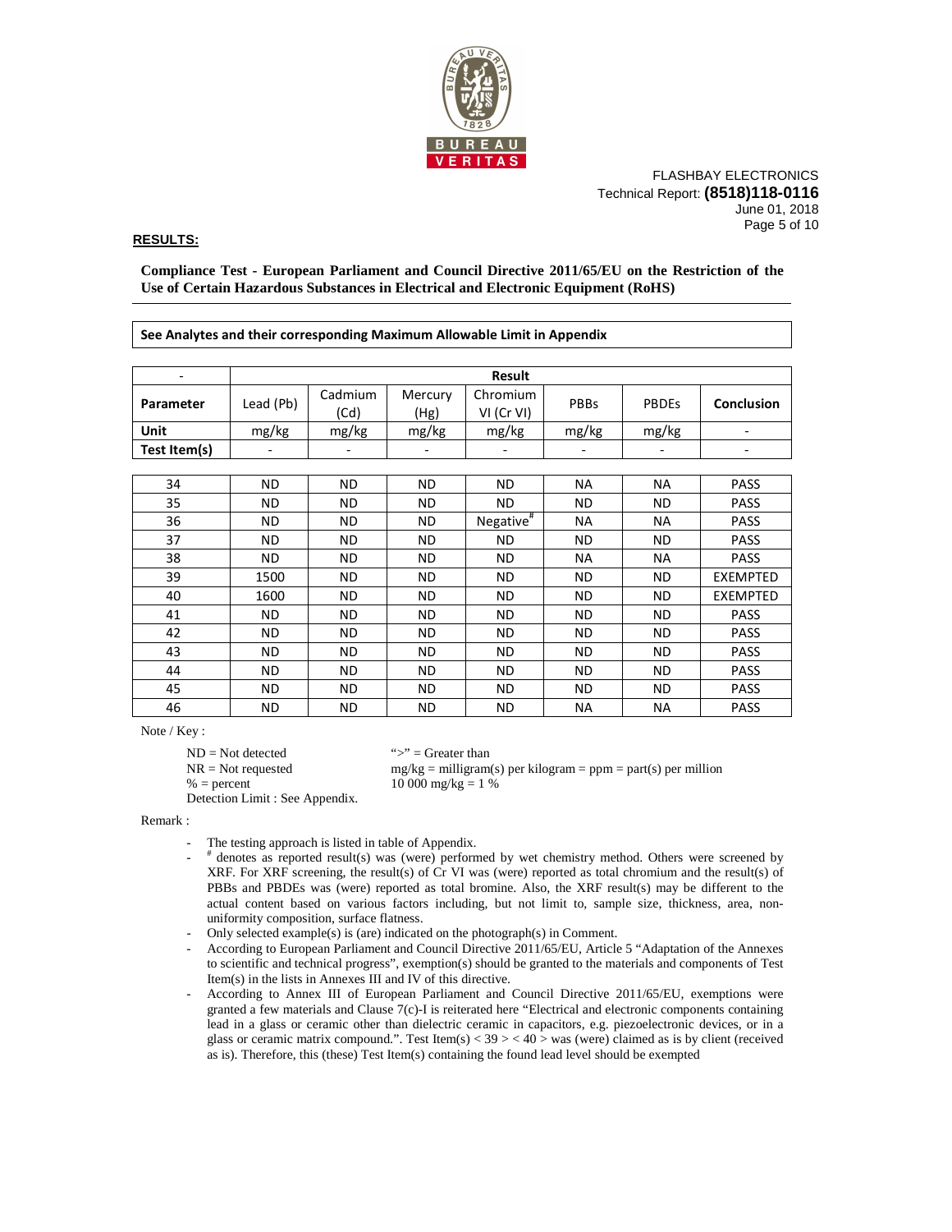FLASHBAY ELECTRONICS
Technical Report: **(8518)118-0116**
June 01, 2018

**RESULTS:**

**Compliance Test - European Parliament and Council Directive 2011/65/EU on the Restriction of the Use of Certain Hazardous Substances in Electrical and Electronic Equipment (RoHS)**

**See Analytes and their corresponding Maximum Allowable Limit in Appendix**

| - | Result | | | | | | |
|---|---|---|---|---|---|---|---|
| **Parameter** | Lead (Pb) | Cadmium (Cd) | Mercury (Hg) | Chromium VI (Cr VI) | PBBs | PBDEs | **Conclusion** |
| **Unit** | mg/kg | mg/kg | mg/kg | mg/kg | mg/kg | mg/kg | - |
| **Test Item(s)** | - | - | - | - | - | - | - |
| 34 | ND | ND | ND | ND | NA | NA | PASS |
| 35 | ND | ND | ND | ND | ND | ND | PASS |
| 36 | ND | ND | ND | Negative# | NA | NA | PASS |
| 37 | ND | ND | ND | ND | ND | ND | PASS |
| 38 | ND | ND | ND | ND | NA | NA | PASS |
| 39 | 1500 | ND | ND | ND | ND | ND | EXEMPTED |
| 40 | 1600 | ND | ND | ND | ND | ND | EXEMPTED |
| 41 | ND | ND | ND | ND | ND | ND | PASS |
| 42 | ND | ND | ND | ND | ND | ND | PASS |
| 43 | ND | ND | ND | ND | ND | ND | PASS |
| 44 | ND | ND | ND | ND | ND | ND | PASS |
| 45 | ND | ND | ND | ND | ND | ND | PASS |
| 46 | ND | ND | ND | ND | NA | NA | PASS |

Note / Key :

ND = Not detected
NR = Not requested
% = percent
Detection Limit : See Appendix.

">" = Greater than
mg/kg = milligram(s) per kilogram = ppm = part(s) per million
10 000 mg/kg = 1 %

Remark :

- The testing approach is listed in table of Appendix.
- # denotes as reported result(s) was (were) performed by wet chemistry method. Others were screened by XRF. For XRF screening, the result(s) of Cr VI was (were) reported as total chromium and the result(s) of PBBs and PBDEs was (were) reported as total bromine. Also, the XRF result(s) may be different to the actual content based on various factors including, but not limit to, sample size, thickness, area, non-uniformity composition, surface flatness.
- Only selected example(s) is (are) indicated on the photograph(s) in Comment.
- According to European Parliament and Council Directive 2011/65/EU, Article 5 "Adaptation of the Annexes to scientific and technical progress", exemption(s) should be granted to the materials and components of Test Item(s) in the lists in Annexes III and IV of this directive.
- According to Annex III of European Parliament and Council Directive 2011/65/EU, exemptions were granted a few materials and Clause 7(c)-I is reiterated here "Electrical and electronic components containing lead in a glass or ceramic other than dielectric ceramic in capacitors, e.g. piezoelectronic devices, or in a glass or ceramic matrix compound.". Test Item(s) < 39 > < 40 > was (were) claimed as is by client (received as is). Therefore, this (these) Test Item(s) containing the found lead level should be exempted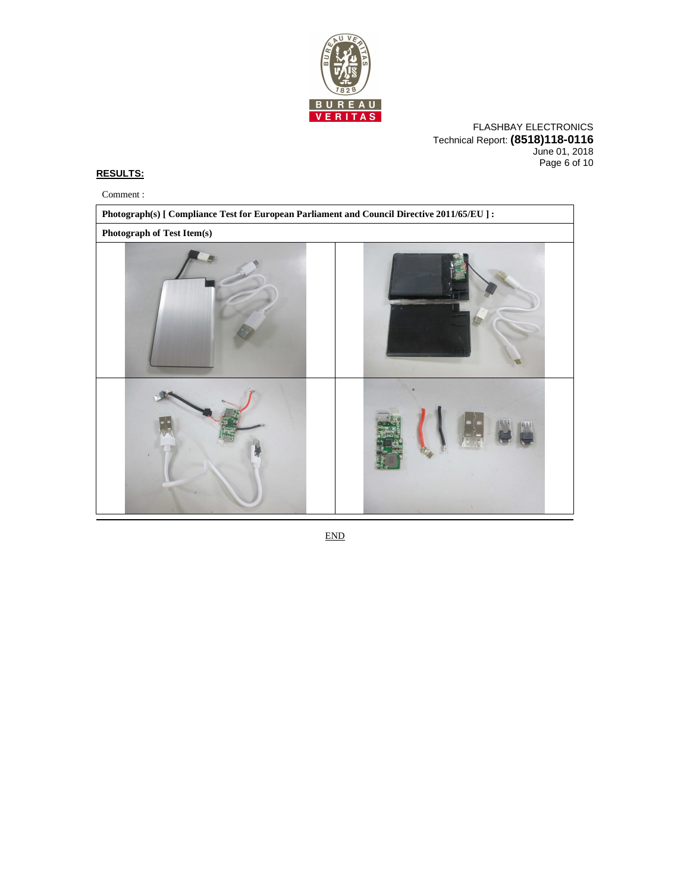**RESULTS:**

Comment :

| Photograph(s) [ Compliance Test for European Parliament and Council Directive 2011/65/EU ] : |
| --- |
| Photograph of Test Item(s) |

END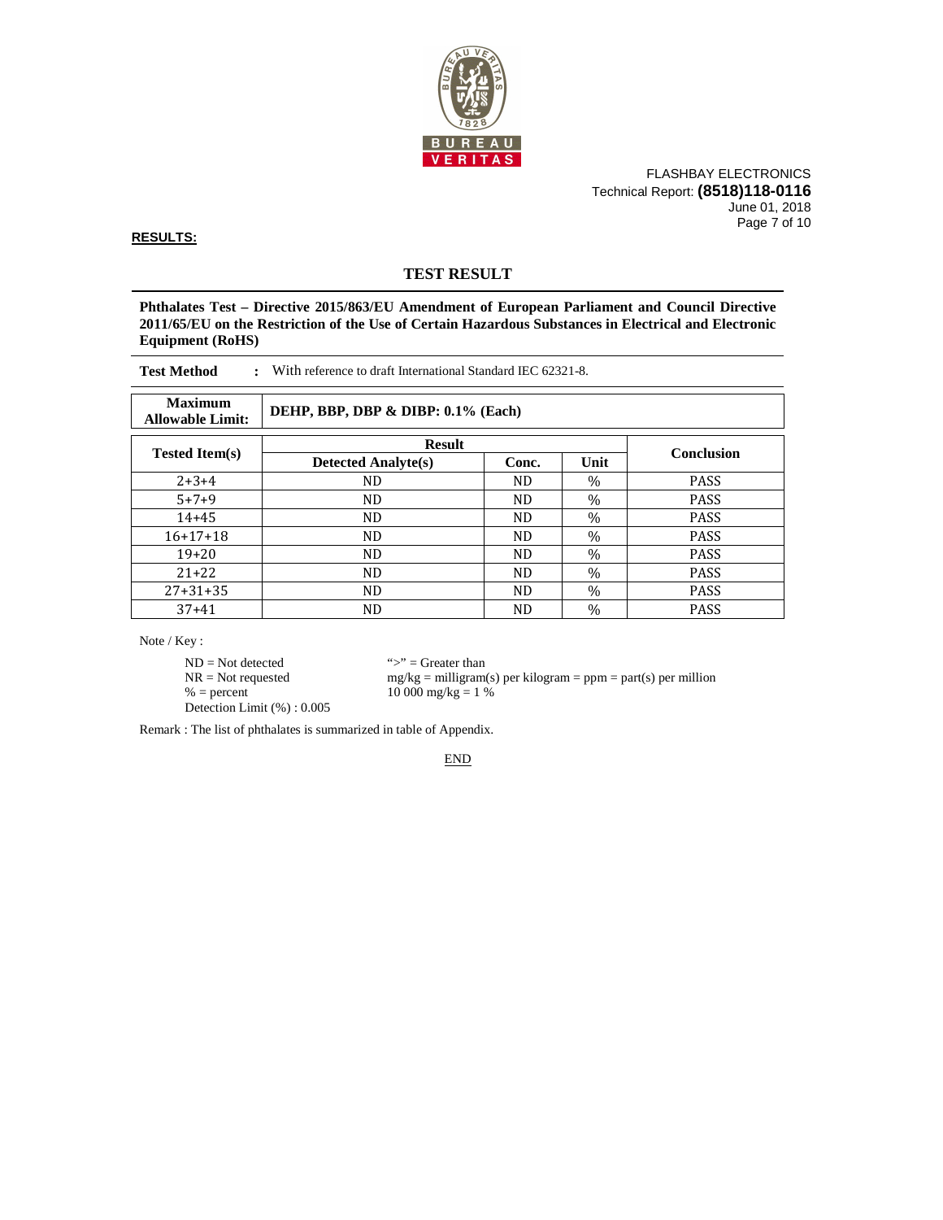**RESULTS:**

## TEST RESULT

**Phthalates Test – Directive 2015/863/EU Amendment of European Parliament and Council Directive 2011/65/EU on the Restriction of the Use of Certain Hazardous Substances in Electrical and Electronic Equipment (RoHS)**

**Test Method** : With reference to draft International Standard IEC 62321-8.

| **Maximum Allowable Limit:** | **DEHP, BBP, DBP & DIBP: 0.1% (Each)** |
|---|---|

| **Tested Item(s)** | **Result** | | | **Conclusion** |
|---|---|---|---|---|
| | **Detected Analyte(s)** | **Conc.** | **Unit** | |
| 2+3+4 | ND | ND | % | PASS |
| 5+7+9 | ND | ND | % | PASS |
| 14+45 | ND | ND | % | PASS |
| 16+17+18 | ND | ND | % | PASS |
| 19+20 | ND | ND | % | PASS |
| 21+22 | ND | ND | % | PASS |
| 27+31+35 | ND | ND | % | PASS |
| 37+41 | ND | ND | % | PASS |

Note / Key :

ND = Not detected
NR = Not requested
% = percent
Detection Limit (%) : 0.005

">" = Greater than
mg/kg = milligram(s) per kilogram = ppm = part(s) per million
10 000 mg/kg = 1 %

Remark : The list of phthalates is summarized in table of Appendix.

END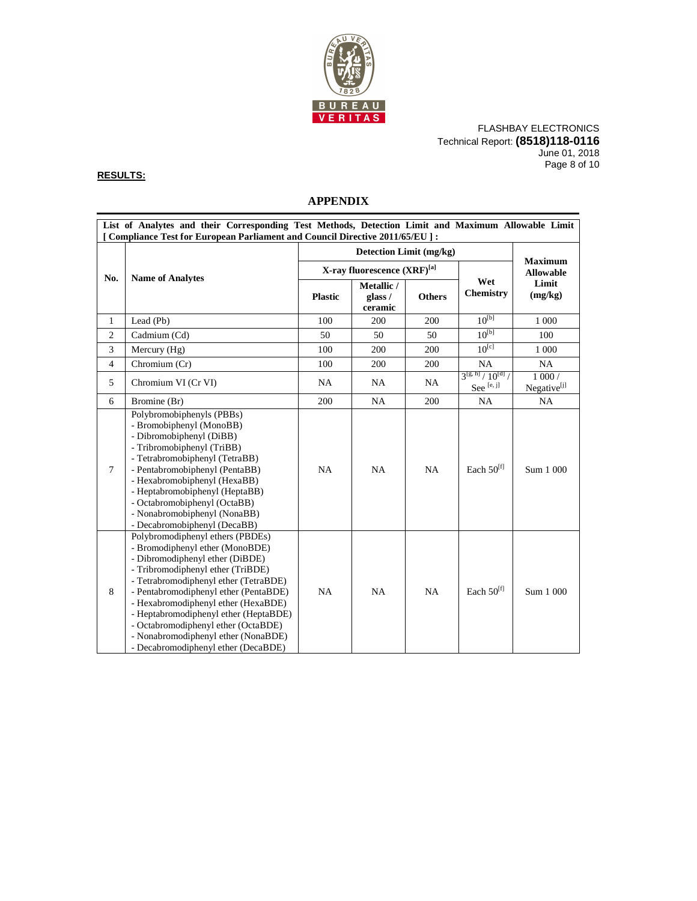**RESULTS:**

## APPENDIX

| List of Analytes and their Corresponding Test Methods, Detection Limit and Maximum Allowable Limit [ Compliance Test for European Parliament and Council Directive 2011/65/EU ] : | | | | | | |
|---|---|---|---|---|---|---|
| No. | Name of Analytes | Detection Limit (mg/kg) | | | | Maximum Allowable Limit (mg/kg) |
| | | X-ray fluorescence (XRF)[a] | | | Wet Chemistry | |
| | | Plastic | Metallic / glass / ceramic | Others | | |
| 1 | Lead (Pb) | 100 | 200 | 200 | 10[b] | 1 000 |
| 2 | Cadmium (Cd) | 50 | 50 | 50 | 10[b] | 100 |
| 3 | Mercury (Hg) | 100 | 200 | 200 | 10[c] | 1 000 |
| 4 | Chromium (Cr) | 100 | 200 | 200 | NA | NA |
| 5 | Chromium VI (Cr VI) | NA | NA | NA | 3[g, h] / 10[d] / See [e, j] | 1 000 / Negative[i] |
| 6 | Bromine (Br) | 200 | NA | 200 | NA | NA |
| 7 | Polybromobiphenyls (PBBs)<br>- Bromobiphenyl (MonoBB)<br>- Dibromobiphenyl (DiBB)<br>- Tribromobiphenyl (TriBB)<br>- Tetrabromobiphenyl (TetraBB)<br>- Pentabromobiphenyl (PentaBB)<br>- Hexabromobiphenyl (HexaBB)<br>- Heptabromobiphenyl (HeptaBB)<br>- Octabromobiphenyl (OctaBB)<br>- Nonabromobiphenyl (NonaBB)<br>- Decabromobiphenyl (DecaBB) | NA | NA | NA | Each 50[f] | Sum 1 000 |
| 8 | Polybromodiphenyl ethers (PBDEs)<br>- Bromodiphenyl ether (MonoBDE)<br>- Dibromodiphenyl ether (DiBDE)<br>- Tribromodiphenyl ether (TriBDE)<br>- Tetrabromodiphenyl ether (TetraBDE)<br>- Pentabromodiphenyl ether (PentaBDE)<br>- Hexabromodiphenyl ether (HexaBDE)<br>- Heptabromodiphenyl ether (HeptaBDE)<br>- Octabromodiphenyl ether (OctaBDE)<br>- Nonabromodiphenyl ether (NonaBDE)<br>- Decabromodiphenyl ether (DecaBDE) | NA | NA | NA | Each 50[f] | Sum 1 000 |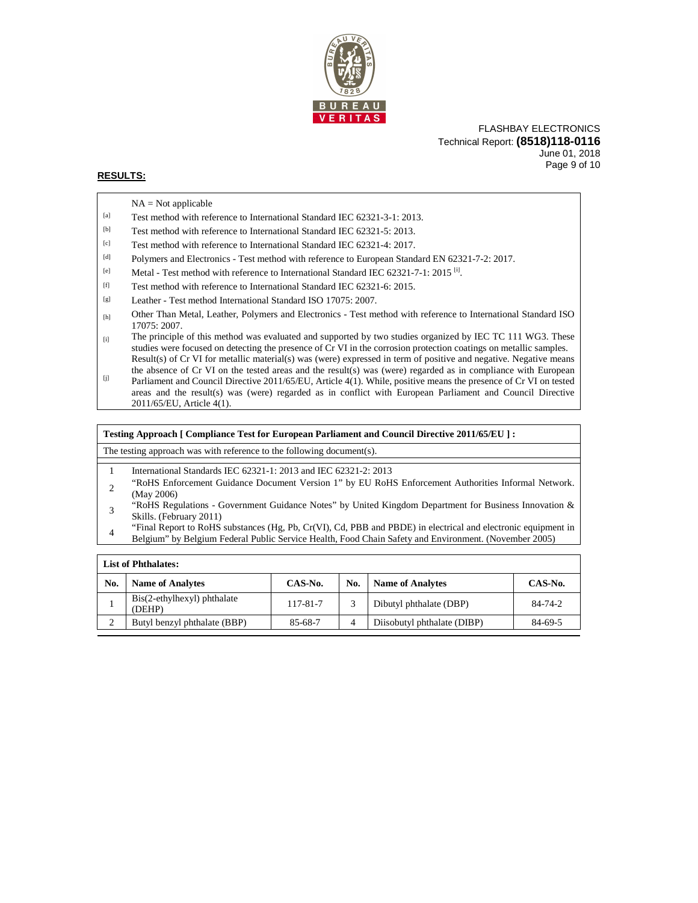**RESULTS:**

NA = Not applicable

[a] Test method with reference to International Standard IEC 62321-3-1: 2013.

[b] Test method with reference to International Standard IEC 62321-5: 2013.

[c] Test method with reference to International Standard IEC 62321-4: 2017.

[d] Polymers and Electronics - Test method with reference to European Standard EN 62321-7-2: 2017.

[e] Metal - Test method with reference to International Standard IEC 62321-7-1: 2015 [i].

[f] Test method with reference to International Standard IEC 62321-6: 2015.

[g] Leather - Test method International Standard ISO 17075: 2007.

[h] Other Than Metal, Leather, Polymers and Electronics - Test method with reference to International Standard ISO 17075: 2007.

[i] The principle of this method was evaluated and supported by two studies organized by IEC TC 111 WG3. These studies were focused on detecting the presence of Cr VI in the corrosion protection coatings on metallic samples.

[j] Result(s) of Cr VI for metallic material(s) was (were) expressed in term of positive and negative. Negative means the absence of Cr VI on the tested areas and the result(s) was (were) regarded as in compliance with European Parliament and Council Directive 2011/65/EU, Article 4(1). While, positive means the presence of Cr VI on tested areas and the result(s) was (were) regarded as in conflict with European Parliament and Council Directive 2011/65/EU, Article 4(1).

**Testing Approach [ Compliance Test for European Parliament and Council Directive 2011/65/EU ] :**

The testing approach was with reference to the following document(s).

1. International Standards IEC 62321-1: 2013 and IEC 62321-2: 2013
2. "RoHS Enforcement Guidance Document Version 1" by EU RoHS Enforcement Authorities Informal Network. (May 2006)
3. "RoHS Regulations - Government Guidance Notes" by United Kingdom Department for Business Innovation & Skills. (February 2011)
4. "Final Report to RoHS substances (Hg, Pb, Cr(VI), Cd, PBB and PBDE) in electrical and electronic equipment in Belgium" by Belgium Federal Public Service Health, Food Chain Safety and Environment. (November 2005)

**List of Phthalates:**

| No. | Name of Analytes | CAS-No. | No. | Name of Analytes | CAS-No. |
|---|---|---|---|---|---|
| 1 | Bis(2-ethylhexyl) phthalate (DEHP) | 117-81-7 | 3 | Dibutyl phthalate (DBP) | 84-74-2 |
| 2 | Butyl benzyl phthalate (BBP) | 85-68-7 | 4 | Diisobutyl phthalate (DIBP) | 84-69-5 |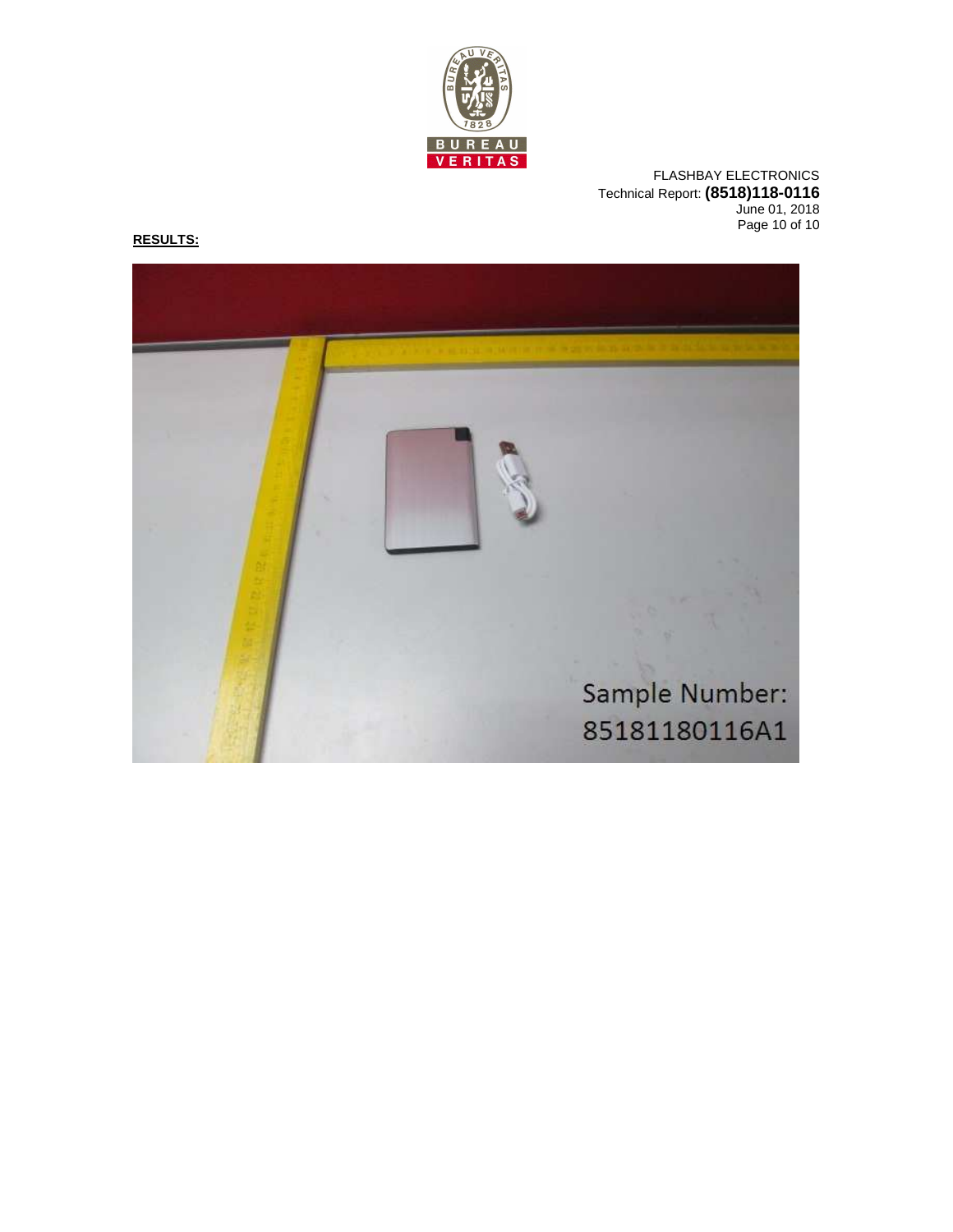FLASHBAY ELECTRONICS
Technical Report: **(8518)118-0116**
June 01, 2018

**RESULTS:**

Sample Number:
85181180116A1